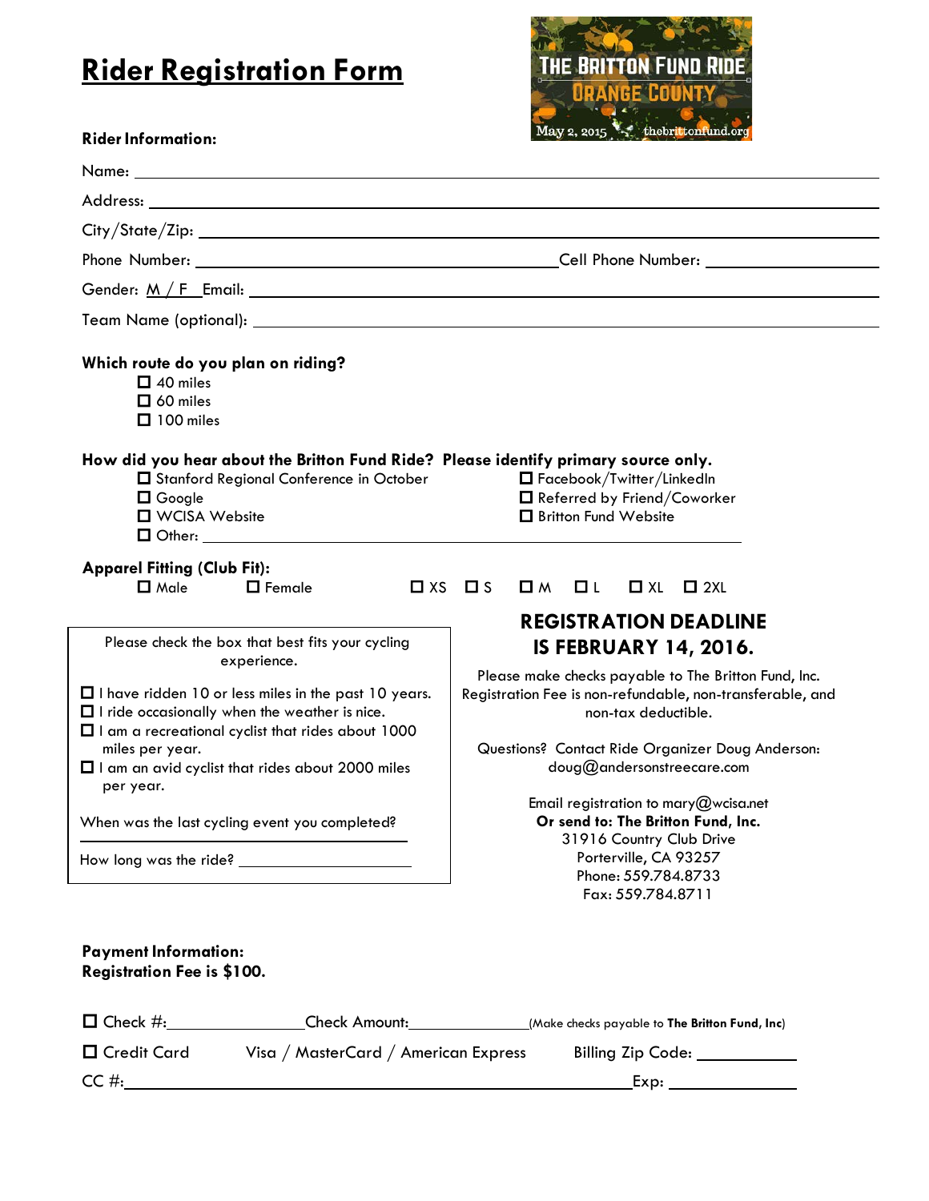# Rider Registration Form

THE BRITTON FUND RIDE
ORANGE COUNTY
May 2, 2015 thebrittonfund.org

**Rider Information:**

Name: ______________________________

Address: ______________________________

City/State/Zip: ______________________________

Phone Number: ______________________ Cell Phone Number: ______________

Gender: M / F Email: ______________________________

Team Name (optional): ______________________________

**Which route do you plan on riding?**

- ☐ 40 miles
- ☐ 60 miles
- ☐ 100 miles

**How did you hear about the Britton Fund Ride? Please identify primary source only.**

- ☐ Stanford Regional Conference in October
- ☐ Google
- ☐ WCISA Website
- ☐ Other: ______________________________
- ☐ Facebook/Twitter/LinkedIn
- ☐ Referred by Friend/Coworker
- ☐ Britton Fund Website

**Apparel Fitting (Club Fit):**

☐ Male ☐ Female ☐ XS ☐ S ☐ M ☐ L ☐ XL ☐ 2XL

Please check the box that best fits your cycling experience.

- ☐ I have ridden 10 or less miles in the past 10 years.
- ☐ I ride occasionally when the weather is nice.
- ☐ I am a recreational cyclist that rides about 1000 miles per year.
- ☐ I am an avid cyclist that rides about 2000 miles per year.

When was the last cycling event you completed?

______________________________

How long was the ride? ______________

## REGISTRATION DEADLINE IS FEBRUARY 14, 2016.

Please make checks payable to The Britton Fund, Inc.
Registration Fee is non-refundable, non-transferable, and non-tax deductible.

Questions? Contact Ride Organizer Doug Anderson:
doug@andersonstreecare.com

Email registration to mary@wcisa.net
**Or send to: The Britton Fund, Inc.**
31916 Country Club Drive
Porterville, CA 93257
Phone: 559.784.8733
Fax: 559.784.8711

**Payment Information:**
**Registration Fee is $100.**

☐ Check #: ______________ Check Amount: ______________ (Make checks payable to **The Britton Fund, Inc**)

☐ Credit Card Visa / MasterCard / American Express Billing Zip Code: ______________

CC #: ______________________________ Exp: ______________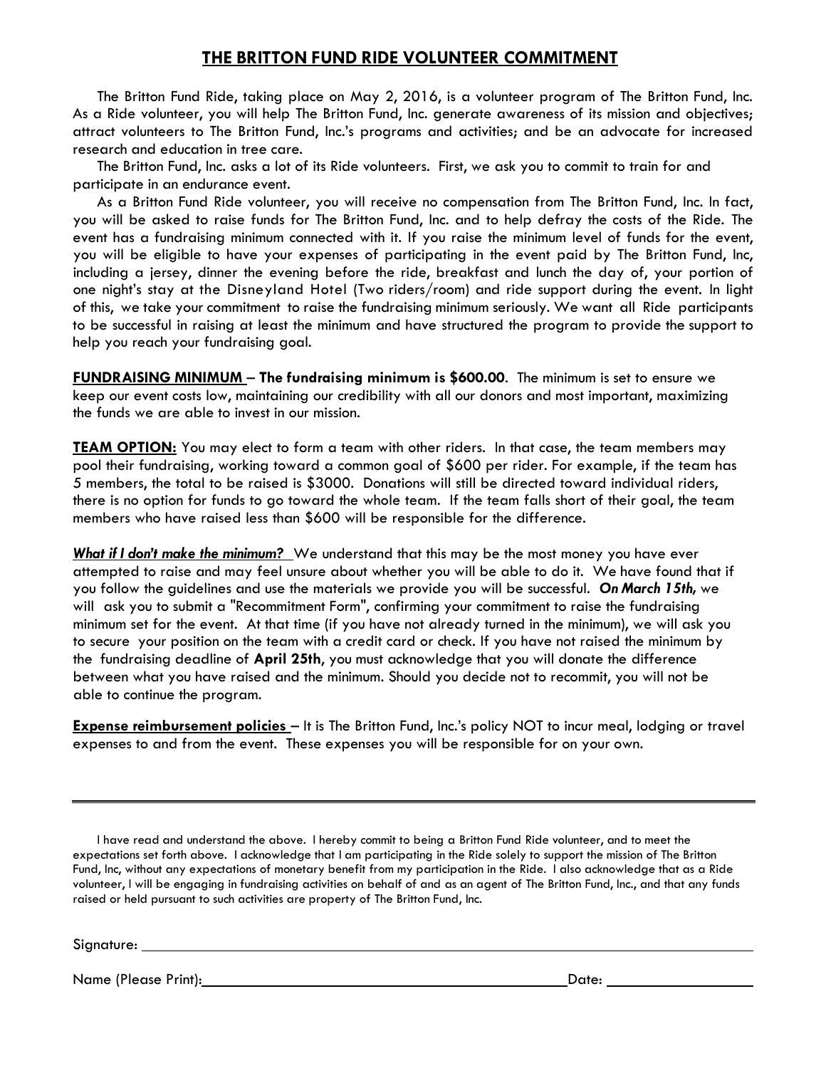# THE BRITTON FUND RIDE VOLUNTEER COMMITMENT

The Britton Fund Ride, taking place on May 2, 2016, is a volunteer program of The Britton Fund, Inc. As a Ride volunteer, you will help The Britton Fund, Inc. generate awareness of its mission and objectives; attract volunteers to The Britton Fund, Inc.'s programs and activities; and be an advocate for increased research and education in tree care.

The Britton Fund, Inc. asks a lot of its Ride volunteers. First, we ask you to commit to train for and participate in an endurance event.

As a Britton Fund Ride volunteer, you will receive no compensation from The Britton Fund, Inc. In fact, you will be asked to raise funds for The Britton Fund, Inc. and to help defray the costs of the Ride. The event has a fundraising minimum connected with it. If you raise the minimum level of funds for the event, you will be eligible to have your expenses of participating in the event paid by The Britton Fund, Inc, including a jersey, dinner the evening before the ride, breakfast and lunch the day of, your portion of one night's stay at the Disneyland Hotel (Two riders/room) and ride support during the event. In light of this, we take your commitment to raise the fundraising minimum seriously. We want all Ride participants to be successful in raising at least the minimum and have structured the program to provide the support to help you reach your fundraising goal.

**FUNDRAISING MINIMUM – The fundraising minimum is $600.00**. The minimum is set to ensure we keep our event costs low, maintaining our credibility with all our donors and most important, maximizing the funds we are able to invest in our mission.

**TEAM OPTION:** You may elect to form a team with other riders. In that case, the team members may pool their fundraising, working toward a common goal of $600 per rider. For example, if the team has 5 members, the total to be raised is $3000. Donations will still be directed toward individual riders, there is no option for funds to go toward the whole team. If the team falls short of their goal, the team members who have raised less than $600 will be responsible for the difference.

***What if I don't make the minimum?*** We understand that this may be the most money you have ever attempted to raise and may feel unsure about whether you will be able to do it. We have found that if you follow the guidelines and use the materials we provide you will be successful. ***On March 15th,*** we will ask you to submit a "Recommitment Form", confirming your commitment to raise the fundraising minimum set for the event. At that time (if you have not already turned in the minimum), we will ask you to secure your position on the team with a credit card or check. If you have not raised the minimum by the fundraising deadline of **April 25th**, you must acknowledge that you will donate the difference between what you have raised and the minimum. Should you decide not to recommit, you will not be able to continue the program.

**Expense reimbursement policies** – It is The Britton Fund, Inc.'s policy NOT to incur meal, lodging or travel expenses to and from the event. These expenses you will be responsible for on your own.

---

I have read and understand the above. I hereby commit to being a Britton Fund Ride volunteer, and to meet the expectations set forth above. I acknowledge that I am participating in the Ride solely to support the mission of The Britton Fund, Inc, without any expectations of monetary benefit from my participation in the Ride. I also acknowledge that as a Ride volunteer, I will be engaging in fundraising activities on behalf of and as an agent of The Britton Fund, Inc., and that any funds raised or held pursuant to such activities are property of The Britton Fund, Inc.

Signature: ______________________________

Name (Please Print): ______________________________ Date: ______________